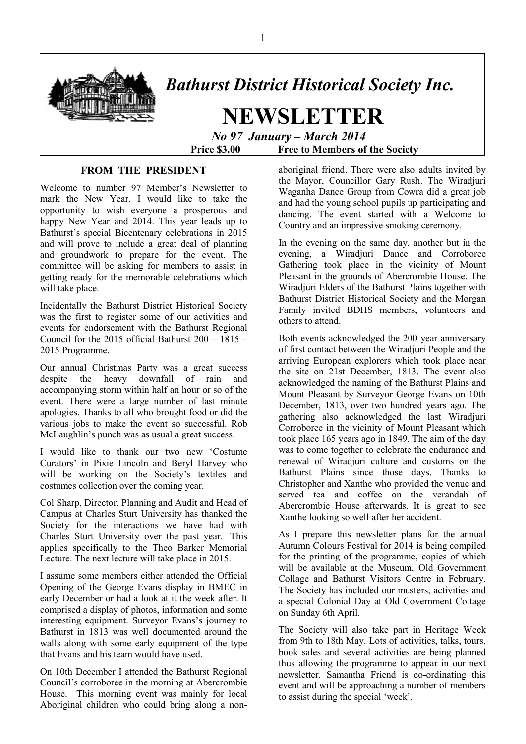# *Bathurst District Historical Society Inc.*

# NEWSLETTER

***No 97 January – March 2014***

**Price $3.00 Free to Members of the Society**

## FROM THE PRESIDENT

Welcome to number 97 Member's Newsletter to mark the New Year. I would like to take the opportunity to wish everyone a prosperous and happy New Year and 2014. This year leads up to Bathurst's special Bicentenary celebrations in 2015 and will prove to include a great deal of planning and groundwork to prepare for the event. The committee will be asking for members to assist in getting ready for the memorable celebrations which will take place.

Incidentally the Bathurst District Historical Society was the first to register some of our activities and events for endorsement with the Bathurst Regional Council for the 2015 official Bathurst 200 – 1815 – 2015 Programme.

Our annual Christmas Party was a great success despite the heavy downfall of rain and accompanying storm within half an hour or so of the event. There were a large number of last minute apologies. Thanks to all who brought food or did the various jobs to make the event so successful. Rob McLaughlin's punch was as usual a great success.

I would like to thank our two new 'Costume Curators' in Pixie Lincoln and Beryl Harvey who will be working on the Society's textiles and costumes collection over the coming year.

Col Sharp, Director, Planning and Audit and Head of Campus at Charles Sturt University has thanked the Society for the interactions we have had with Charles Sturt University over the past year. This applies specifically to the Theo Barker Memorial Lecture. The next lecture will take place in 2015.

I assume some members either attended the Official Opening of the George Evans display in BMEC in early December or had a look at it the week after. It comprised a display of photos, information and some interesting equipment. Surveyor Evans's journey to Bathurst in 1813 was well documented around the walls along with some early equipment of the type that Evans and his team would have used.

On 10th December I attended the Bathurst Regional Council's corroboree in the morning at Abercrombie House. This morning event was mainly for local Aboriginal children who could bring along a non-aboriginal friend. There were also adults invited by the Mayor, Councillor Gary Rush. The Wiradjuri Waganha Dance Group from Cowra did a great job and had the young school pupils up participating and dancing. The event started with a Welcome to Country and an impressive smoking ceremony.

In the evening on the same day, another but in the evening, a Wiradjuri Dance and Corroboree Gathering took place in the vicinity of Mount Pleasant in the grounds of Abercrombie House. The Wiradjuri Elders of the Bathurst Plains together with Bathurst District Historical Society and the Morgan Family invited BDHS members, volunteers and others to attend.

Both events acknowledged the 200 year anniversary of first contact between the Wiradjuri People and the arriving European explorers which took place near the site on 21st December, 1813. The event also acknowledged the naming of the Bathurst Plains and Mount Pleasant by Surveyor George Evans on 10th December, 1813, over two hundred years ago. The gathering also acknowledged the last Wiradjuri Corroboree in the vicinity of Mount Pleasant which took place 165 years ago in 1849. The aim of the day was to come together to celebrate the endurance and renewal of Wiradjuri culture and customs on the Bathurst Plains since those days. Thanks to Christopher and Xanthe who provided the venue and served tea and coffee on the verandah of Abercrombie House afterwards. It is great to see Xanthe looking so well after her accident.

As I prepare this newsletter plans for the annual Autumn Colours Festival for 2014 is being compiled for the printing of the programme, copies of which will be available at the Museum, Old Government Collage and Bathurst Visitors Centre in February. The Society has included our musters, activities and a special Colonial Day at Old Government Cottage on Sunday 6th April.

The Society will also take part in Heritage Week from 9th to 18th May. Lots of activities, talks, tours, book sales and several activities are being planned thus allowing the programme to appear in our next newsletter. Samantha Friend is co-ordinating this event and will be approaching a number of members to assist during the special 'week'.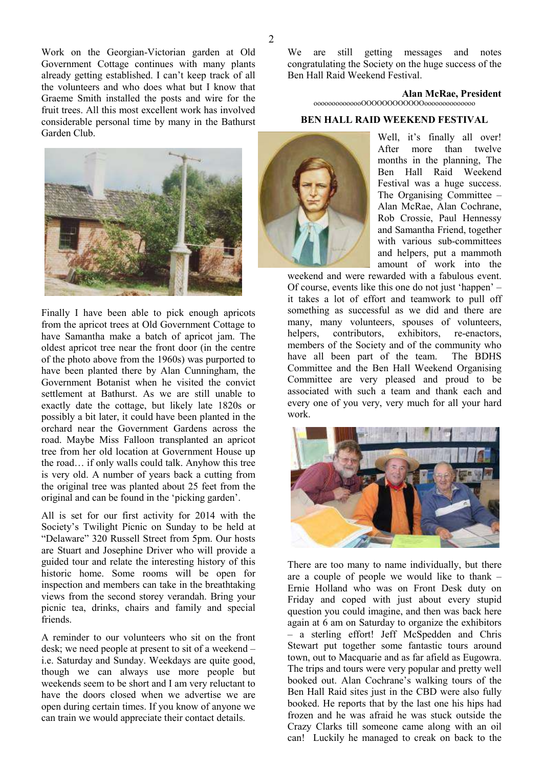Work on the Georgian-Victorian garden at Old Government Cottage continues with many plants already getting established. I can't keep track of all the volunteers and who does what but I know that Graeme Smith installed the posts and wire for the fruit trees. All this most excellent work has involved considerable personal time by many in the Bathurst Garden Club.

Finally I have been able to pick enough apricots from the apricot trees at Old Government Cottage to have Samantha make a batch of apricot jam. The oldest apricot tree near the front door (in the centre of the photo above from the 1960s) was purported to have been planted there by Alan Cunningham, the Government Botanist when he visited the convict settlement at Bathurst. As we are still unable to exactly date the cottage, but likely late 1820s or possibly a bit later, it could have been planted in the orchard near the Government Gardens across the road. Maybe Miss Falloon transplanted an apricot tree from her old location at Government House up the road… if only walls could talk. Anyhow this tree is very old. A number of years back a cutting from the original tree was planted about 25 feet from the original and can be found in the 'picking garden'.

All is set for our first activity for 2014 with the Society's Twilight Picnic on Sunday to be held at "Delaware" 320 Russell Street from 5pm. Our hosts are Stuart and Josephine Driver who will provide a guided tour and relate the interesting history of this historic home. Some rooms will be open for inspection and members can take in the breathtaking views from the second storey verandah. Bring your picnic tea, drinks, chairs and family and special friends.

A reminder to our volunteers who sit on the front desk; we need people at present to sit of a weekend – i.e. Saturday and Sunday. Weekdays are quite good, though we can always use more people but weekends seem to be short and I am very reluctant to have the doors closed when we advertise we are open during certain times. If you know of anyone we can train we would appreciate their contact details.

We are still getting messages and notes congratulating the Society on the huge success of the Ben Hall Raid Weekend Festival.

**Alan McRae, President**

oooooooooooooOOOOOOOOOOOOooooooooooooooo

## BEN HALL RAID WEEKEND FESTIVAL

Well, it's finally all over! After more than twelve months in the planning, The Ben Hall Raid Weekend Festival was a huge success. The Organising Committee – Alan McRae, Alan Cochrane, Rob Crossie, Paul Hennessy and Samantha Friend, together with various sub-committees and helpers, put a mammoth amount of work into the weekend and were rewarded with a fabulous event. Of course, events like this one do not just 'happen' – it takes a lot of effort and teamwork to pull off something as successful as we did and there are many, many volunteers, spouses of volunteers, helpers, contributors, exhibitors, re-enactors, members of the Society and of the community who have all been part of the team. The BDHS Committee and the Ben Hall Weekend Organising Committee are very pleased and proud to be associated with such a team and thank each and every one of you very, very much for all your hard work.

There are too many to name individually, but there are a couple of people we would like to thank – Ernie Holland who was on Front Desk duty on Friday and coped with just about every stupid question you could imagine, and then was back here again at 6 am on Saturday to organize the exhibitors – a sterling effort! Jeff McSpedden and Chris Stewart put together some fantastic tours around town, out to Macquarie and as far afield as Eugowra. The trips and tours were very popular and pretty well booked out. Alan Cochrane's walking tours of the Ben Hall Raid sites just in the CBD were also fully booked. He reports that by the last one his hips had frozen and he was afraid he was stuck outside the Crazy Clarks till someone came along with an oil can! Luckily he managed to creak on back to the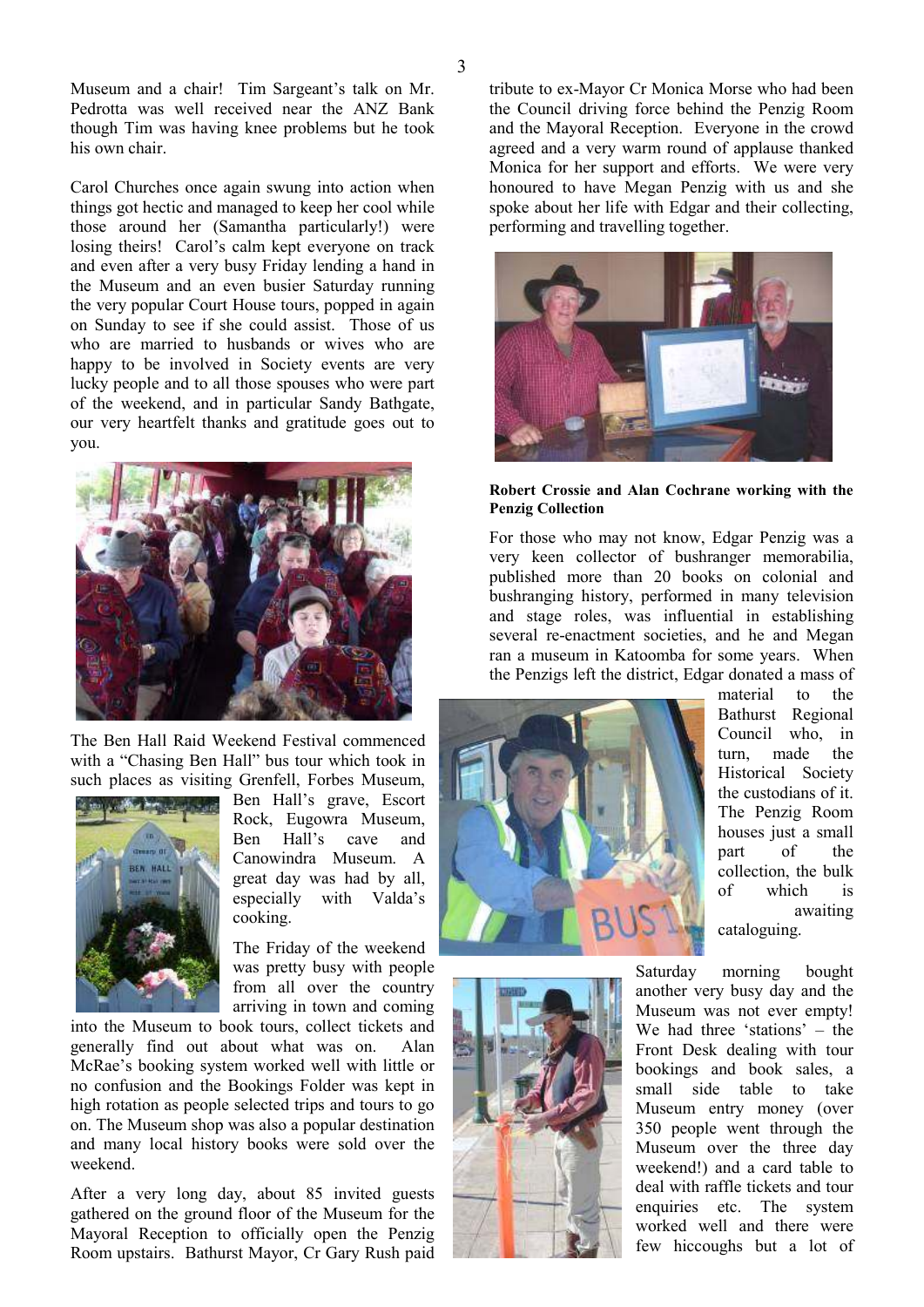Museum and a chair! Tim Sargeant's talk on Mr. Pedrotta was well received near the ANZ Bank though Tim was having knee problems but he took his own chair.

Carol Churches once again swung into action when things got hectic and managed to keep her cool while those around her (Samantha particularly!) were losing theirs! Carol's calm kept everyone on track and even after a very busy Friday lending a hand in the Museum and an even busier Saturday running the very popular Court House tours, popped in again on Sunday to see if she could assist. Those of us who are married to husbands or wives who are happy to be involved in Society events are very lucky people and to all those spouses who were part of the weekend, and in particular Sandy Bathgate, our very heartfelt thanks and gratitude goes out to you.

The Ben Hall Raid Weekend Festival commenced with a "Chasing Ben Hall" bus tour which took in such places as visiting Grenfell, Forbes Museum, Ben Hall's grave, Escort Rock, Eugowra Museum, Ben Hall's cave and Canowindra Museum. A great day was had by all, especially with Valda's cooking.

The Friday of the weekend was pretty busy with people from all over the country arriving in town and coming into the Museum to book tours, collect tickets and generally find out about what was on. Alan McRae's booking system worked well with little or no confusion and the Bookings Folder was kept in high rotation as people selected trips and tours to go on. The Museum shop was also a popular destination and many local history books were sold over the weekend.

After a very long day, about 85 invited guests gathered on the ground floor of the Museum for the Mayoral Reception to officially open the Penzig Room upstairs. Bathurst Mayor, Cr Gary Rush paid tribute to ex-Mayor Cr Monica Morse who had been the Council driving force behind the Penzig Room and the Mayoral Reception. Everyone in the crowd agreed and a very warm round of applause thanked Monica for her support and efforts. We were very honoured to have Megan Penzig with us and she spoke about her life with Edgar and their collecting, performing and travelling together.

**Robert Crossie and Alan Cochrane working with the Penzig Collection**

For those who may not know, Edgar Penzig was a very keen collector of bushranger memorabilia, published more than 20 books on colonial and bushranging history, performed in many television and stage roles, was influential in establishing several re-enactment societies, and he and Megan ran a museum in Katoomba for some years. When the Penzigs left the district, Edgar donated a mass of material to the Bathurst Regional Council who, in turn, made the Historical Society the custodians of it. The Penzig Room houses just a small part of the collection, the bulk of which is awaiting cataloguing.

Saturday morning bought another very busy day and the Museum was not ever empty! We had three 'stations' – the Front Desk dealing with tour bookings and book sales, a small side table to take Museum entry money (over 350 people went through the Museum over the three day weekend!) and a card table to deal with raffle tickets and tour enquiries etc. The system worked well and there were few hiccoughs but a lot of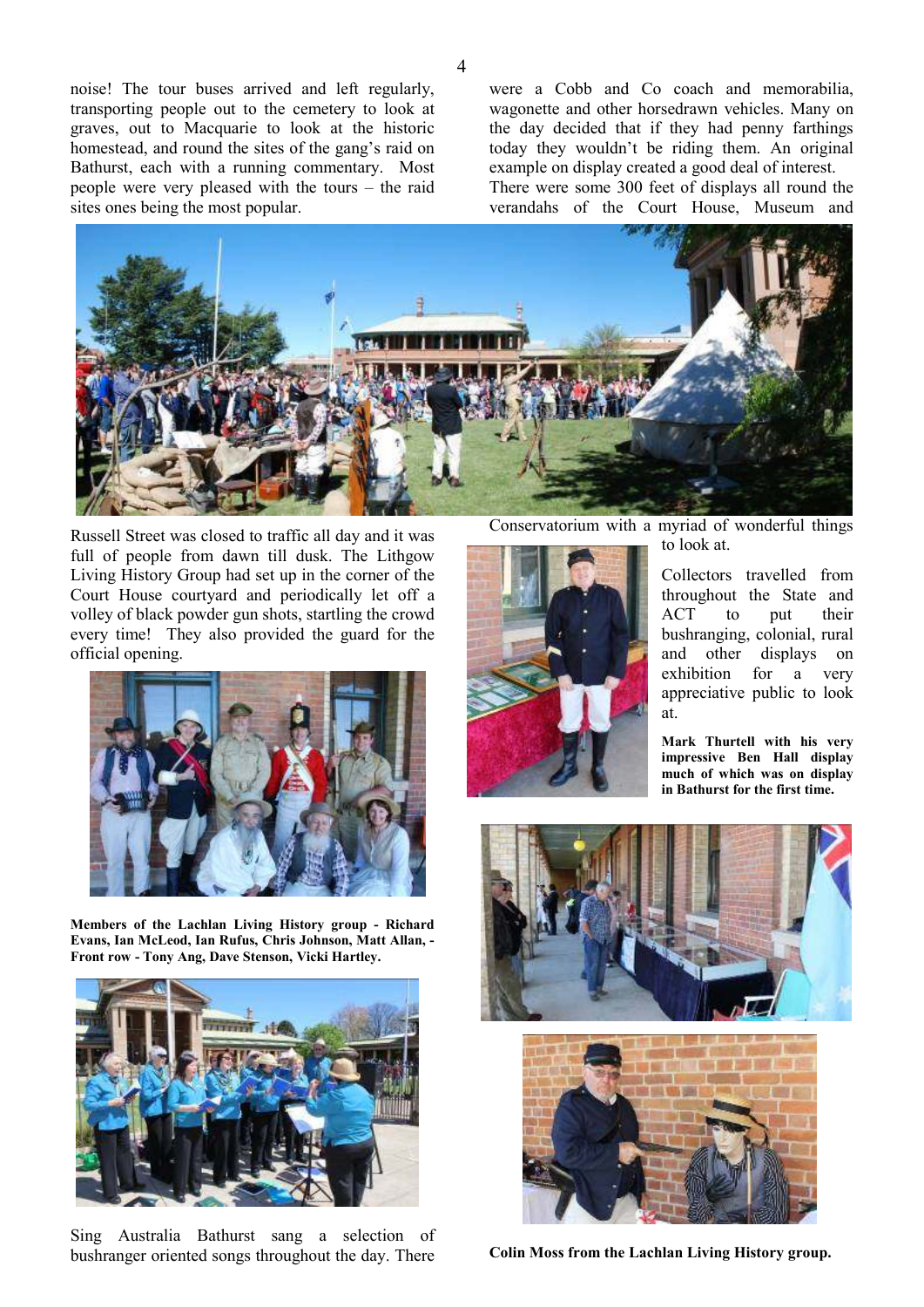noise! The tour buses arrived and left regularly, transporting people out to the cemetery to look at graves, out to Macquarie to look at the historic homestead, and round the sites of the gang's raid on Bathurst, each with a running commentary. Most people were very pleased with the tours – the raid sites ones being the most popular.

were a Cobb and Co coach and memorabilia, wagonette and other horsedrawn vehicles. Many on the day decided that if they had penny farthings today they wouldn't be riding them. An original example on display created a good deal of interest.

There were some 300 feet of displays all round the verandahs of the Court House, Museum and Conservatorium with a myriad of wonderful things to look at.

Russell Street was closed to traffic all day and it was full of people from dawn till dusk. The Lithgow Living History Group had set up in the corner of the Court House courtyard and periodically let off a volley of black powder gun shots, startling the crowd every time! They also provided the guard for the official opening.

**Members of the Lachlan Living History group - Richard Evans, Ian McLeod, Ian Rufus, Chris Johnson, Matt Allan, - Front row - Tony Ang, Dave Stenson, Vicki Hartley.**

Sing Australia Bathurst sang a selection of bushranger oriented songs throughout the day. There

Collectors travelled from throughout the State and ACT to put their bushranging, colonial, rural and other displays on exhibition for a very appreciative public to look at.

**Mark Thurtell with his very impressive Ben Hall display much of which was on display in Bathurst for the first time.**

**Colin Moss from the Lachlan Living History group.**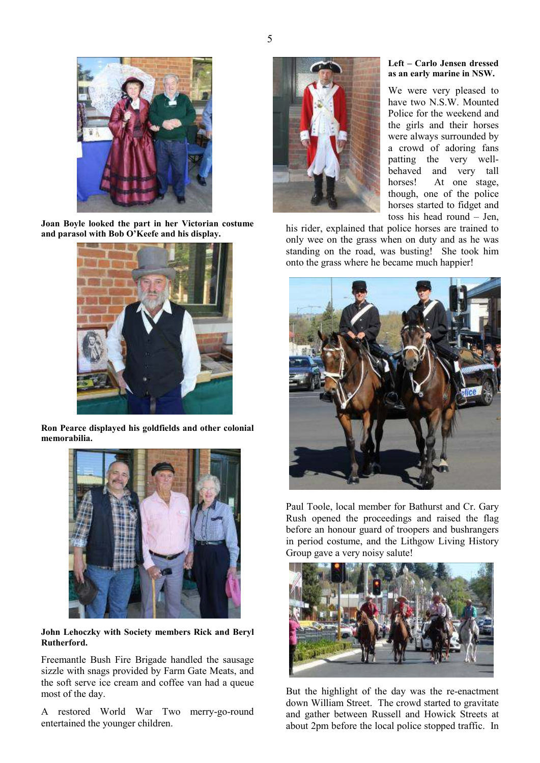**Joan Boyle looked the part in her Victorian costume and parasol with Bob O'Keefe and his display.**

**Ron Pearce displayed his goldfields and other colonial memorabilia.**

**John Lehoczky with Society members Rick and Beryl Rutherford.**

Freemantle Bush Fire Brigade handled the sausage sizzle with snags provided by Farm Gate Meats, and the soft serve ice cream and coffee van had a queue most of the day.

A restored World War Two merry-go-round entertained the younger children.

**Left – Carlo Jensen dressed as an early marine in NSW.**

We were very pleased to have two N.S.W. Mounted Police for the weekend and the girls and their horses were always surrounded by a crowd of adoring fans patting the very well-behaved and very tall horses! At one stage, though, one of the police horses started to fidget and toss his head round – Jen, his rider, explained that police horses are trained to only wee on the grass when on duty and as he was standing on the road, was busting! She took him onto the grass where he became much happier!

Paul Toole, local member for Bathurst and Cr. Gary Rush opened the proceedings and raised the flag before an honour guard of troopers and bushrangers in period costume, and the Lithgow Living History Group gave a very noisy salute!

But the highlight of the day was the re-enactment down William Street. The crowd started to gravitate and gather between Russell and Howick Streets at about 2pm before the local police stopped traffic. In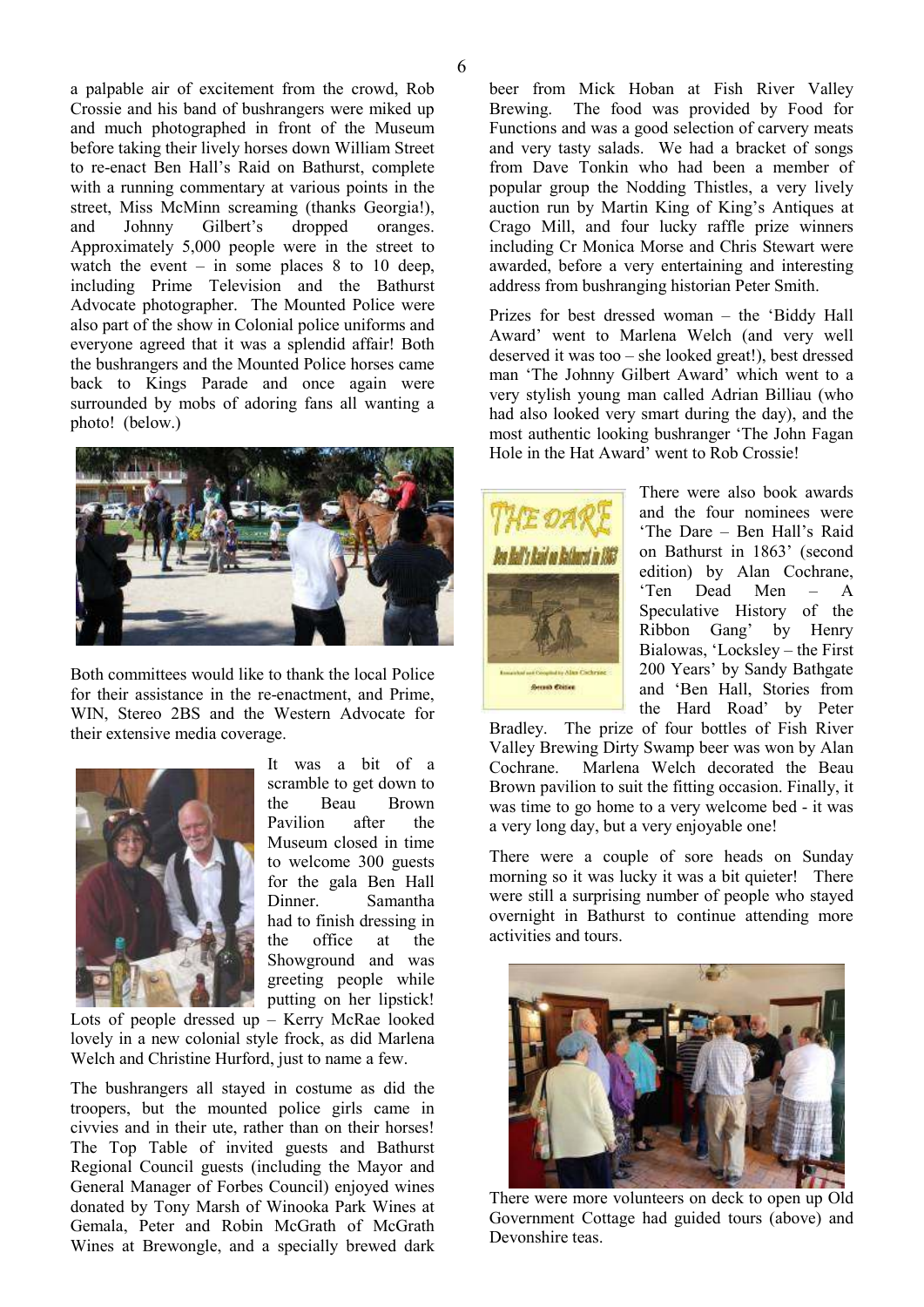a palpable air of excitement from the crowd, Rob Crossie and his band of bushrangers were miked up and much photographed in front of the Museum before taking their lively horses down William Street to re-enact Ben Hall's Raid on Bathurst, complete with a running commentary at various points in the street, Miss McMinn screaming (thanks Georgia!), and Johnny Gilbert's dropped oranges. Approximately 5,000 people were in the street to watch the event – in some places 8 to 10 deep, including Prime Television and the Bathurst Advocate photographer. The Mounted Police were also part of the show in Colonial police uniforms and everyone agreed that it was a splendid affair! Both the bushrangers and the Mounted Police horses came back to Kings Parade and once again were surrounded by mobs of adoring fans all wanting a photo! (below.)

Both committees would like to thank the local Police for their assistance in the re-enactment, and Prime, WIN, Stereo 2BS and the Western Advocate for their extensive media coverage.

It was a bit of a scramble to get down to the Beau Brown Pavilion after the Museum closed in time to welcome 300 guests for the gala Ben Hall Dinner. Samantha had to finish dressing in the office at the Showground and was greeting people while putting on her lipstick! Lots of people dressed up – Kerry McRae looked lovely in a new colonial style frock, as did Marlena Welch and Christine Hurford, just to name a few.

The bushrangers all stayed in costume as did the troopers, but the mounted police girls came in civvies and in their ute, rather than on their horses! The Top Table of invited guests and Bathurst Regional Council guests (including the Mayor and General Manager of Forbes Council) enjoyed wines donated by Tony Marsh of Winooka Park Wines at Gemala, Peter and Robin McGrath of McGrath Wines at Brewongle, and a specially brewed dark beer from Mick Hoban at Fish River Valley Brewing. The food was provided by Food for Functions and was a good selection of carvery meats and very tasty salads. We had a bracket of songs from Dave Tonkin who had been a member of popular group the Nodding Thistles, a very lively auction run by Martin King of King's Antiques at Crago Mill, and four lucky raffle prize winners including Cr Monica Morse and Chris Stewart were awarded, before a very entertaining and interesting address from bushranging historian Peter Smith.

Prizes for best dressed woman – the 'Biddy Hall Award' went to Marlena Welch (and very well deserved it was too – she looked great!), best dressed man 'The Johnny Gilbert Award' which went to a very stylish young man called Adrian Billiau (who had also looked very smart during the day), and the most authentic looking bushranger 'The John Fagan Hole in the Hat Award' went to Rob Crossie!

There were also book awards and the four nominees were 'The Dare – Ben Hall's Raid on Bathurst in 1863' (second edition) by Alan Cochrane, 'Ten Dead Men – A Speculative History of the Ribbon Gang' by Henry Bialowas, 'Locksley – the First 200 Years' by Sandy Bathgate and 'Ben Hall, Stories from the Hard Road' by Peter Bradley. The prize of four bottles of Fish River Valley Brewing Dirty Swamp beer was won by Alan Cochrane. Marlena Welch decorated the Beau Brown pavilion to suit the fitting occasion. Finally, it was time to go home to a very welcome bed - it was a very long day, but a very enjoyable one!

There were a couple of sore heads on Sunday morning so it was lucky it was a bit quieter! There were still a surprising number of people who stayed overnight in Bathurst to continue attending more activities and tours.

There were more volunteers on deck to open up Old Government Cottage had guided tours (above) and Devonshire teas.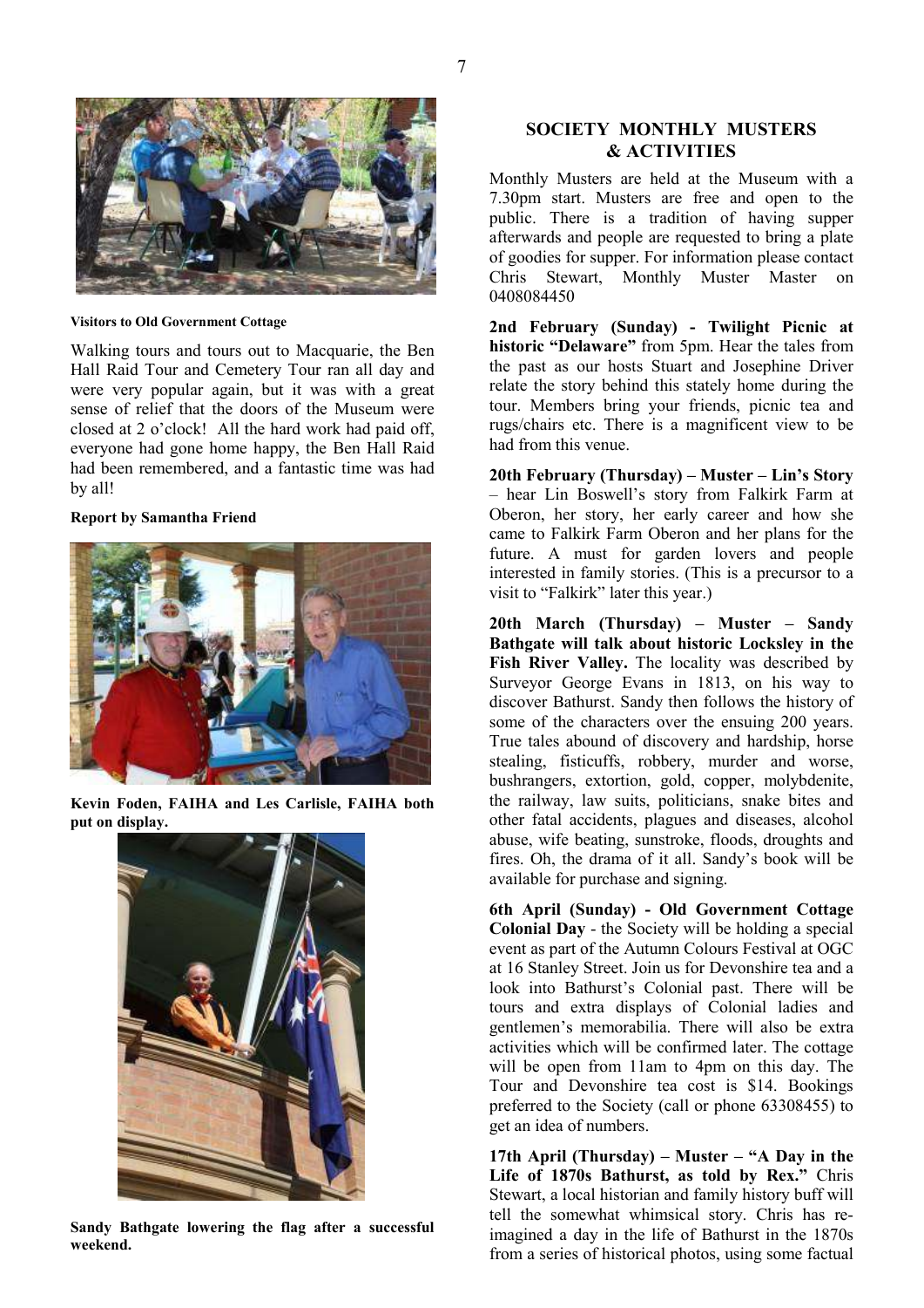**Visitors to Old Government Cottage**

Walking tours and tours out to Macquarie, the Ben Hall Raid Tour and Cemetery Tour ran all day and were very popular again, but it was with a great sense of relief that the doors of the Museum were closed at 2 o'clock! All the hard work had paid off, everyone had gone home happy, the Ben Hall Raid had been remembered, and a fantastic time was had by all!

**Report by Samantha Friend**

**Kevin Foden, FAIHA and Les Carlisle, FAIHA both put on display.**

**Sandy Bathgate lowering the flag after a successful weekend.**

## SOCIETY MONTHLY MUSTERS & ACTIVITIES

Monthly Musters are held at the Museum with a 7.30pm start. Musters are free and open to the public. There is a tradition of having supper afterwards and people are requested to bring a plate of goodies for supper. For information please contact Chris Stewart, Monthly Muster Master on 0408084450

**2nd February (Sunday) - Twilight Picnic at historic "Delaware"** from 5pm. Hear the tales from the past as our hosts Stuart and Josephine Driver relate the story behind this stately home during the tour. Members bring your friends, picnic tea and rugs/chairs etc. There is a magnificent view to be had from this venue.

**20th February (Thursday) – Muster – Lin's Story** – hear Lin Boswell's story from Falkirk Farm at Oberon, her story, her early career and how she came to Falkirk Farm Oberon and her plans for the future. A must for garden lovers and people interested in family stories. (This is a precursor to a visit to "Falkirk" later this year.)

**20th March (Thursday) – Muster – Sandy Bathgate will talk about historic Locksley in the Fish River Valley.** The locality was described by Surveyor George Evans in 1813, on his way to discover Bathurst. Sandy then follows the history of some of the characters over the ensuing 200 years. True tales abound of discovery and hardship, horse stealing, fisticuffs, robbery, murder and worse, bushrangers, extortion, gold, copper, molybdenite, the railway, law suits, politicians, snake bites and other fatal accidents, plagues and diseases, alcohol abuse, wife beating, sunstroke, floods, droughts and fires. Oh, the drama of it all. Sandy's book will be available for purchase and signing.

**6th April (Sunday) - Old Government Cottage Colonial Day** - the Society will be holding a special event as part of the Autumn Colours Festival at OGC at 16 Stanley Street. Join us for Devonshire tea and a look into Bathurst's Colonial past. There will be tours and extra displays of Colonial ladies and gentlemen's memorabilia. There will also be extra activities which will be confirmed later. The cottage will be open from 11am to 4pm on this day. The Tour and Devonshire tea cost is $14. Bookings preferred to the Society (call or phone 63308455) to get an idea of numbers.

**17th April (Thursday) – Muster – "A Day in the Life of 1870s Bathurst, as told by Rex."** Chris Stewart, a local historian and family history buff will tell the somewhat whimsical story. Chris has re-imagined a day in the life of Bathurst in the 1870s from a series of historical photos, using some factual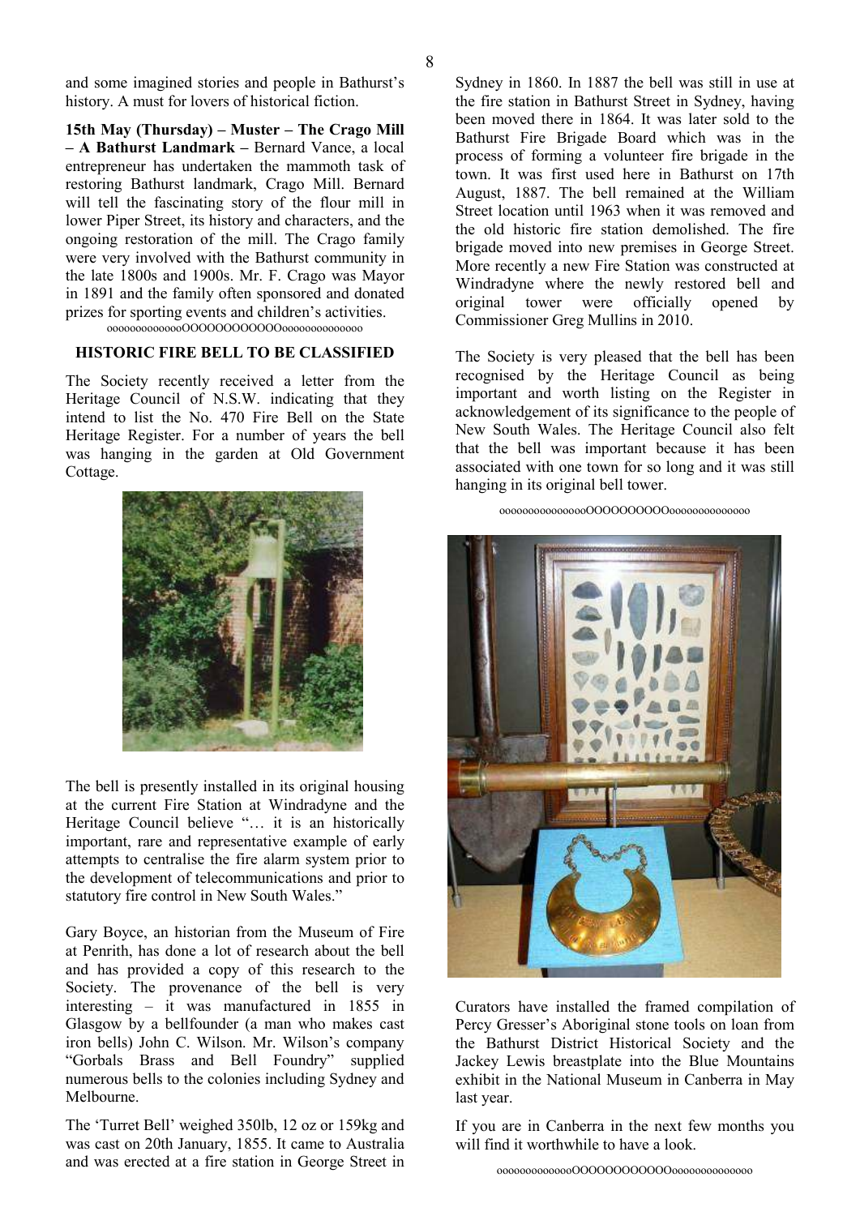and some imagined stories and people in Bathurst's history. A must for lovers of historical fiction.

**15th May (Thursday) – Muster – The Crago Mill – A Bathurst Landmark –** Bernard Vance, a local entrepreneur has undertaken the mammoth task of restoring Bathurst landmark, Crago Mill. Bernard will tell the fascinating story of the flour mill in lower Piper Street, its history and characters, and the ongoing restoration of the mill. The Crago family were very involved with the Bathurst community in the late 1800s and 1900s. Mr. F. Crago was Mayor in 1891 and the family often sponsored and donated prizes for sporting events and children's activities.

ooooooooooooOOOOOOOOOOOooooooooooooo

## HISTORIC FIRE BELL TO BE CLASSIFIED

The Society recently received a letter from the Heritage Council of N.S.W. indicating that they intend to list the No. 470 Fire Bell on the State Heritage Register. For a number of years the bell was hanging in the garden at Old Government Cottage.

The bell is presently installed in its original housing at the current Fire Station at Windradyne and the Heritage Council believe "… it is an historically important, rare and representative example of early attempts to centralise the fire alarm system prior to the development of telecommunications and prior to statutory fire control in New South Wales."

Gary Boyce, an historian from the Museum of Fire at Penrith, has done a lot of research about the bell and has provided a copy of this research to the Society. The provenance of the bell is very interesting – it was manufactured in 1855 in Glasgow by a bellfounder (a man who makes cast iron bells) John C. Wilson. Mr. Wilson's company "Gorbals Brass and Bell Foundry" supplied numerous bells to the colonies including Sydney and Melbourne.

The 'Turret Bell' weighed 350lb, 12 oz or 159kg and was cast on 20th January, 1855. It came to Australia and was erected at a fire station in George Street in Sydney in 1860. In 1887 the bell was still in use at the fire station in Bathurst Street in Sydney, having been moved there in 1864. It was later sold to the Bathurst Fire Brigade Board which was in the process of forming a volunteer fire brigade in the town. It was first used here in Bathurst on 17th August, 1887. The bell remained at the William Street location until 1963 when it was removed and the old historic fire station demolished. The fire brigade moved into new premises in George Street. More recently a new Fire Station was constructed at Windradyne where the newly restored bell and original tower were officially opened by Commissioner Greg Mullins in 2010.

The Society is very pleased that the bell has been recognised by the Heritage Council as being important and worth listing on the Register in acknowledgement of its significance to the people of New South Wales. The Heritage Council also felt that the bell was important because it has been associated with one town for so long and it was still hanging in its original bell tower.

ooooooooooooooOOOOOOOOOOooooooooooooo

Curators have installed the framed compilation of Percy Gresser's Aboriginal stone tools on loan from the Bathurst District Historical Society and the Jackey Lewis breastplate into the Blue Mountains exhibit in the National Museum in Canberra in May last year.

If you are in Canberra in the next few months you will find it worthwhile to have a look.

ooooooooooooOOOOOOOOOOOooooooooooooo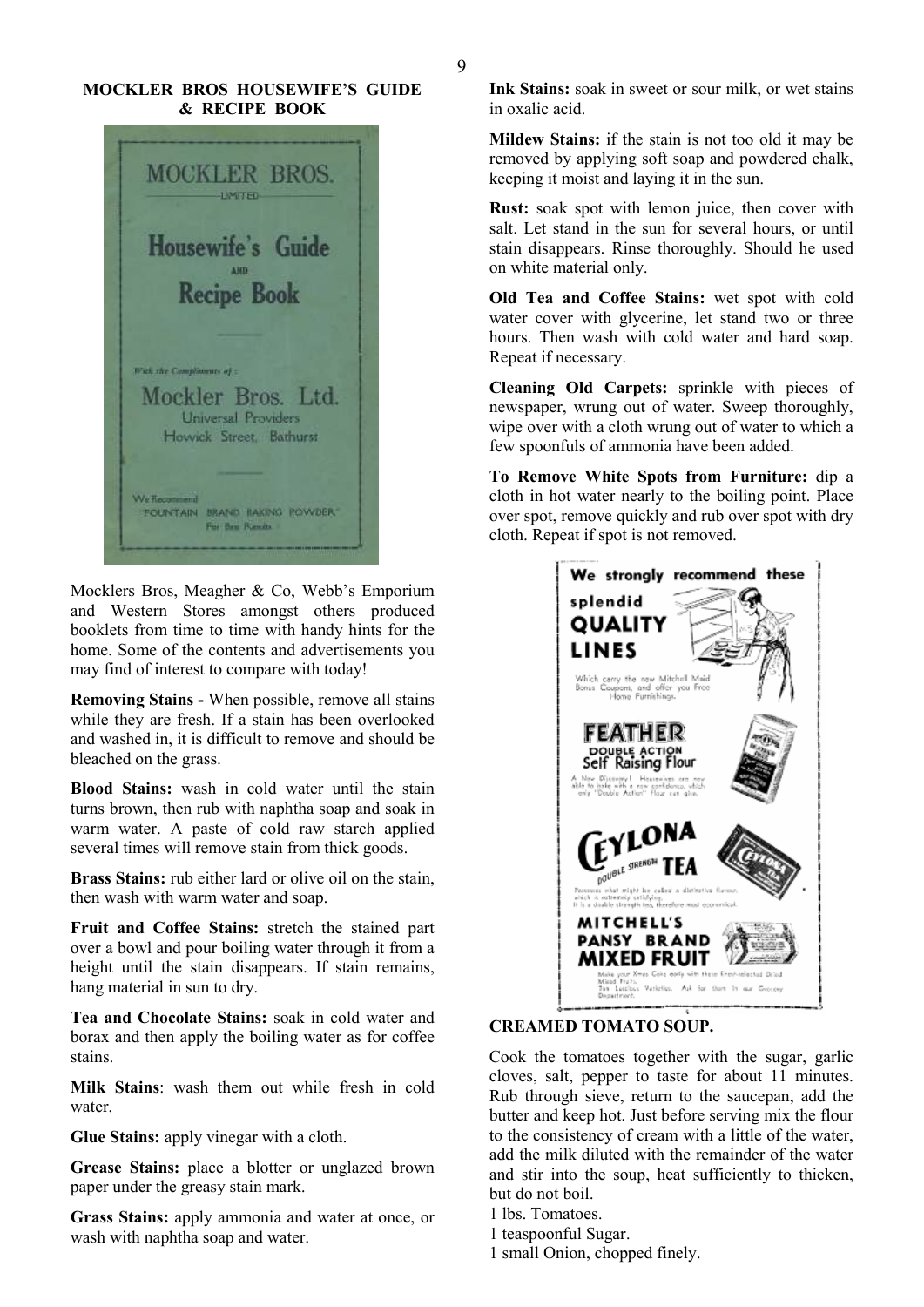## MOCKLER BROS HOUSEWIFE'S GUIDE & RECIPE BOOK

MOCKLER BROS.
LIMITED

Housewife's Guide
AND
Recipe Book

With the Compliments of :
Mockler Bros. Ltd.
Universal Providers
Howick Street, Bathurst

We Recommend
"FOUNTAIN BRAND BAKING POWDER"
For Best Results

Mocklers Bros, Meagher & Co, Webb's Emporium and Western Stores amongst others produced booklets from time to time with handy hints for the home. Some of the contents and advertisements you may find of interest to compare with today!

**Removing Stains -** When possible, remove all stains while they are fresh. If a stain has been overlooked and washed in, it is difficult to remove and should be bleached on the grass.

**Blood Stains:** wash in cold water until the stain turns brown, then rub with naphtha soap and soak in warm water. A paste of cold raw starch applied several times will remove stain from thick goods.

**Brass Stains:** rub either lard or olive oil on the stain, then wash with warm water and soap.

**Fruit and Coffee Stains:** stretch the stained part over a bowl and pour boiling water through it from a height until the stain disappears. If stain remains, hang material in sun to dry.

**Tea and Chocolate Stains:** soak in cold water and borax and then apply the boiling water as for coffee stains.

**Milk Stains**: wash them out while fresh in cold water.

**Glue Stains:** apply vinegar with a cloth.

**Grease Stains:** place a blotter or unglazed brown paper under the greasy stain mark.

**Grass Stains:** apply ammonia and water at once, or wash with naphtha soap and water.

**Ink Stains:** soak in sweet or sour milk, or wet stains in oxalic acid.

**Mildew Stains:** if the stain is not too old it may be removed by applying soft soap and powdered chalk, keeping it moist and laying it in the sun.

**Rust:** soak spot with lemon juice, then cover with salt. Let stand in the sun for several hours, or until stain disappears. Rinse thoroughly. Should he used on white material only.

**Old Tea and Coffee Stains:** wet spot with cold water cover with glycerine, let stand two or three hours. Then wash with cold water and hard soap. Repeat if necessary.

**Cleaning Old Carpets:** sprinkle with pieces of newspaper, wrung out of water. Sweep thoroughly, wipe over with a cloth wrung out of water to which a few spoonfuls of ammonia have been added.

**To Remove White Spots from Furniture:** dip a cloth in hot water nearly to the boiling point. Place over spot, remove quickly and rub over spot with dry cloth. Repeat if spot is not removed.

We strongly recommend these splendid QUALITY LINES

Which carry the new Mitchell Maid Bonus Coupons, and offer you Free Home Furnishings.

FEATHER DOUBLE ACTION Self Raising Flour

A New Discovery! Housewives can now able to bake with a new confidence, which only "Double Action" Flour can give.

CEYLONA DOUBLE STRENGTH TEA

Possesses what might be called a distinctive flavour, which is extremely satisfying. It is a double strength tea, therefore most economical.

MITCHELL'S PANSY BRAND MIXED FRUIT

Make your Xmas Cake early with these Fresh-selected Dried Mixed Fruits. Ten Luscious Varieties. Ask for them in our Grocery Department.

**CREAMED TOMATO SOUP.**

Cook the tomatoes together with the sugar, garlic cloves, salt, pepper to taste for about 11 minutes. Rub through sieve, return to the saucepan, add the butter and keep hot. Just before serving mix the flour to the consistency of cream with a little of the water, add the milk diluted with the remainder of the water and stir into the soup, heat sufficiently to thicken, but do not boil.

1 lbs. Tomatoes.
1 teaspoonful Sugar.
1 small Onion, chopped finely.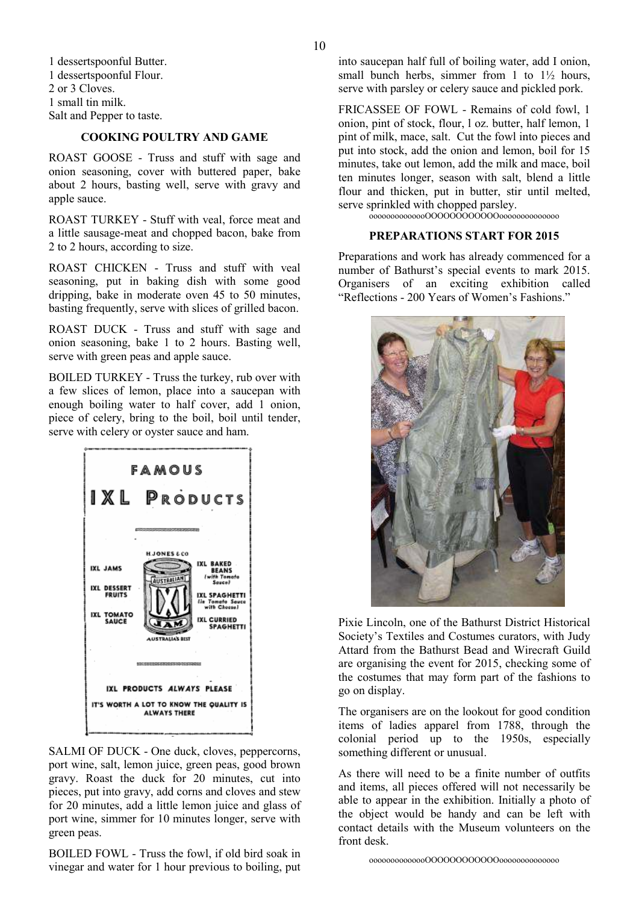1 dessertspoonful Butter.
1 dessertspoonful Flour.
2 or 3 Cloves.
1 small tin milk.
Salt and Pepper to taste.

### COOKING POULTRY AND GAME

ROAST GOOSE - Truss and stuff with sage and onion seasoning, cover with buttered paper, bake about 2 hours, basting well, serve with gravy and apple sauce.

ROAST TURKEY - Stuff with veal, force meat and a little sausage-meat and chopped bacon, bake from 2 to 2 hours, according to size.

ROAST CHICKEN - Truss and stuff with veal seasoning, put in baking dish with some good dripping, bake in moderate oven 45 to 50 minutes, basting frequently, serve with slices of grilled bacon.

ROAST DUCK - Truss and stuff with sage and onion seasoning, bake 1 to 2 hours. Basting well, serve with green peas and apple sauce.

BOILED TURKEY - Truss the turkey, rub over with a few slices of lemon, place into a saucepan with enough boiling water to half cover, add 1 onion, piece of celery, bring to the boil, boil until tender, serve with celery or oyster sauce and ham.

FAMOUS IXL PRODUCTS

H JONES & CO

IXL JAMS
IXL DESSERT FRUITS
IXL TOMATO SAUCE
IXL BAKED BEANS (with Tomato Sauce)
IXL SPAGHETTI (in Tomato Sauce with Cheese)
IXL CURRIED SPAGHETTI

AUSTRALIA'S BEST

IXL PRODUCTS *ALWAYS* PLEASE

IT'S WORTH A LOT TO KNOW THE QUALITY IS ALWAYS THERE

SALMI OF DUCK - One duck, cloves, peppercorns, port wine, salt, lemon juice, green peas, good brown gravy. Roast the duck for 20 minutes, cut into pieces, put into gravy, add corns and cloves and stew for 20 minutes, add a little lemon juice and glass of port wine, simmer for 10 minutes longer, serve with green peas.

BOILED FOWL - Truss the fowl, if old bird soak in vinegar and water for 1 hour previous to boiling, put into saucepan half full of boiling water, add I onion, small bunch herbs, simmer from 1 to 1½ hours, serve with parsley or celery sauce and pickled pork.

FRICASSEE OF FOWL - Remains of cold fowl, 1 onion, pint of stock, flour, l oz. butter, half lemon, 1 pint of milk, mace, salt. Cut the fowl into pieces and put into stock, add the onion and lemon, boil for 15 minutes, take out lemon, add the milk and mace, boil ten minutes longer, season with salt, blend a little flour and thicken, put in butter, stir until melted, serve sprinkled with chopped parsley.

ooooooooooooOOOOOOOOOOOOoooooooooooooo

### PREPARATIONS START FOR 2015

Preparations and work has already commenced for a number of Bathurst's special events to mark 2015. Organisers of an exciting exhibition called "Reflections - 200 Years of Women's Fashions."

Pixie Lincoln, one of the Bathurst District Historical Society's Textiles and Costumes curators, with Judy Attard from the Bathurst Bead and Wirecraft Guild are organising the event for 2015, checking some of the costumes that may form part of the fashions to go on display.

The organisers are on the lookout for good condition items of ladies apparel from 1788, through the colonial period up to the 1950s, especially something different or unusual.

As there will need to be a finite number of outfits and items, all pieces offered will not necessarily be able to appear in the exhibition. Initially a photo of the object would be handy and can be left with contact details with the Museum volunteers on the front desk.

ooooooooooooOOOOOOOOOOOOoooooooooooooo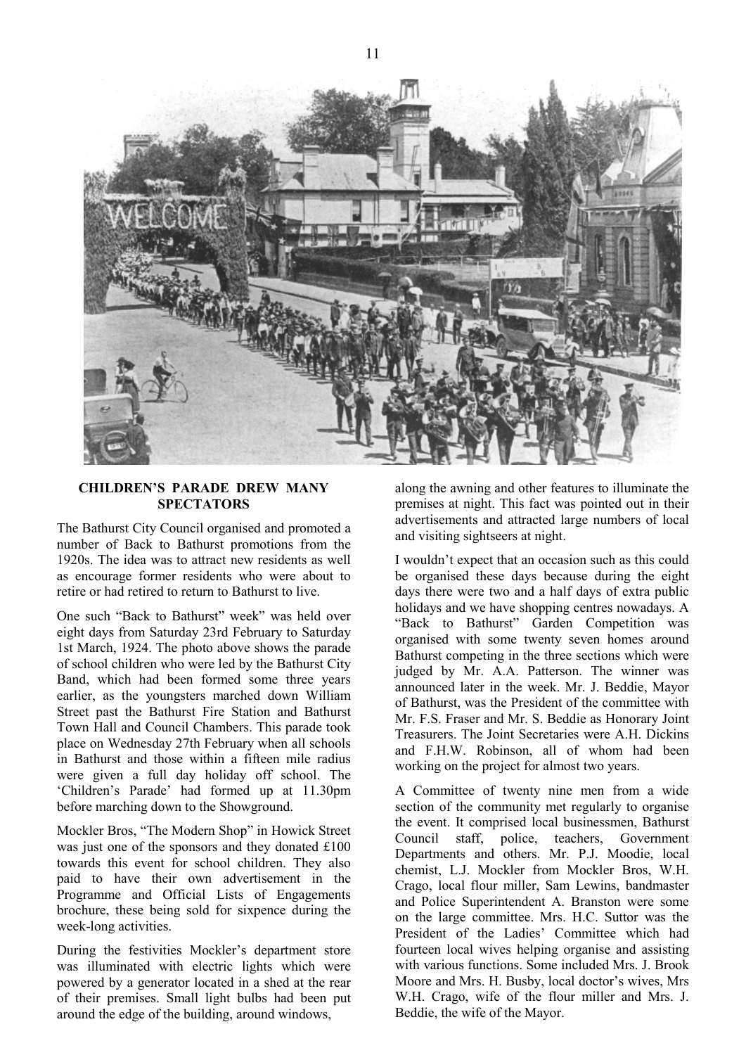## CHILDREN'S PARADE DREW MANY SPECTATORS

The Bathurst City Council organised and promoted a number of Back to Bathurst promotions from the 1920s. The idea was to attract new residents as well as encourage former residents who were about to retire or had retired to return to Bathurst to live.

One such "Back to Bathurst" week" was held over eight days from Saturday 23rd February to Saturday 1st March, 1924. The photo above shows the parade of school children who were led by the Bathurst City Band, which had been formed some three years earlier, as the youngsters marched down William Street past the Bathurst Fire Station and Bathurst Town Hall and Council Chambers. This parade took place on Wednesday 27th February when all schools in Bathurst and those within a fifteen mile radius were given a full day holiday off school. The 'Children's Parade' had formed up at 11.30pm before marching down to the Showground.

Mockler Bros, "The Modern Shop" in Howick Street was just one of the sponsors and they donated £100 towards this event for school children. They also paid to have their own advertisement in the Programme and Official Lists of Engagements brochure, these being sold for sixpence during the week-long activities.

During the festivities Mockler's department store was illuminated with electric lights which were powered by a generator located in a shed at the rear of their premises. Small light bulbs had been put around the edge of the building, around windows, along the awning and other features to illuminate the premises at night. This fact was pointed out in their advertisements and attracted large numbers of local and visiting sightseers at night.

I wouldn't expect that an occasion such as this could be organised these days because during the eight days there were two and a half days of extra public holidays and we have shopping centres nowadays. A "Back to Bathurst" Garden Competition was organised with some twenty seven homes around Bathurst competing in the three sections which were judged by Mr. A.A. Patterson. The winner was announced later in the week. Mr. J. Beddie, Mayor of Bathurst, was the President of the committee with Mr. F.S. Fraser and Mr. S. Beddie as Honorary Joint Treasurers. The Joint Secretaries were A.H. Dickins and F.H.W. Robinson, all of whom had been working on the project for almost two years.

A Committee of twenty nine men from a wide section of the community met regularly to organise the event. It comprised local businessmen, Bathurst Council staff, police, teachers, Government Departments and others. Mr. P.J. Moodie, local chemist, L.J. Mockler from Mockler Bros, W.H. Crago, local flour miller, Sam Lewins, bandmaster and Police Superintendent A. Branston were some on the large committee. Mrs. H.C. Suttor was the President of the Ladies' Committee which had fourteen local wives helping organise and assisting with various functions. Some included Mrs. J. Brook Moore and Mrs. H. Busby, local doctor's wives, Mrs W.H. Crago, wife of the flour miller and Mrs. J. Beddie, the wife of the Mayor.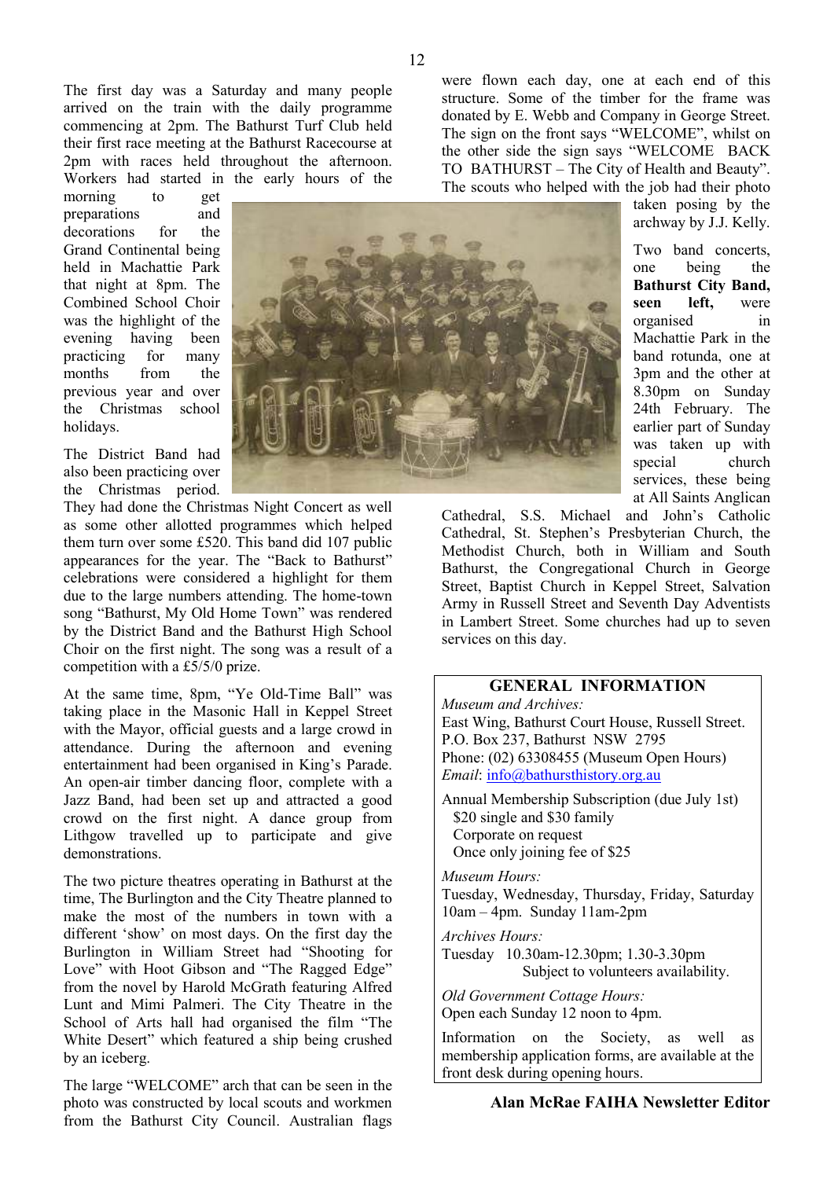The first day was a Saturday and many people arrived on the train with the daily programme commencing at 2pm. The Bathurst Turf Club held their first race meeting at the Bathurst Racecourse at 2pm with races held throughout the afternoon. Workers had started in the early hours of the morning to get preparations and decorations for the Grand Continental being held in Machattie Park that night at 8pm. The Combined School Choir was the highlight of the evening having been practicing for many months from the previous year and over the Christmas school holidays.

The District Band had also been practicing over the Christmas period. They had done the Christmas Night Concert as well as some other allotted programmes which helped them turn over some £520. This band did 107 public appearances for the year. The "Back to Bathurst" celebrations were considered a highlight for them due to the large numbers attending. The home-town song "Bathurst, My Old Home Town" was rendered by the District Band and the Bathurst High School Choir on the first night. The song was a result of a competition with a £5/5/0 prize.

At the same time, 8pm, "Ye Old-Time Ball" was taking place in the Masonic Hall in Keppel Street with the Mayor, official guests and a large crowd in attendance. During the afternoon and evening entertainment had been organised in King's Parade. An open-air timber dancing floor, complete with a Jazz Band, had been set up and attracted a good crowd on the first night. A dance group from Lithgow travelled up to participate and give demonstrations.

The two picture theatres operating in Bathurst at the time, The Burlington and the City Theatre planned to make the most of the numbers in town with a different 'show' on most days. On the first day the Burlington in William Street had "Shooting for Love" with Hoot Gibson and "The Ragged Edge" from the novel by Harold McGrath featuring Alfred Lunt and Mimi Palmeri. The City Theatre in the School of Arts hall had organised the film "The White Desert" which featured a ship being crushed by an iceberg.

The large "WELCOME" arch that can be seen in the photo was constructed by local scouts and workmen from the Bathurst City Council. Australian flags were flown each day, one at each end of this structure. Some of the timber for the frame was donated by E. Webb and Company in George Street. The sign on the front says "WELCOME", whilst on the other side the sign says "WELCOME BACK TO BATHURST – The City of Health and Beauty". The scouts who helped with the job had their photo taken posing by the archway by J.J. Kelly.

Two band concerts, one being the **Bathurst City Band, seen left,** were organised in Machattie Park in the band rotunda, one at 3pm and the other at 8.30pm on Sunday 24th February. The earlier part of Sunday was taken up with special church services, these being at All Saints Anglican Cathedral, S.S. Michael and John's Catholic Cathedral, St. Stephen's Presbyterian Church, the Methodist Church, both in William and South Bathurst, the Congregational Church in George Street, Baptist Church in Keppel Street, Salvation Army in Russell Street and Seventh Day Adventists in Lambert Street. Some churches had up to seven services on this day.

## GENERAL INFORMATION

*Museum and Archives:*
East Wing, Bathurst Court House, Russell Street.
P.O. Box 237, Bathurst NSW 2795
Phone: (02) 63308455 (Museum Open Hours)
*Email*: info@bathursthistory.org.au

Annual Membership Subscription (due July 1st)
$20 single and $30 family
Corporate on request
Once only joining fee of $25

*Museum Hours:*
Tuesday, Wednesday, Thursday, Friday, Saturday
10am – 4pm. Sunday 11am-2pm

*Archives Hours:*
Tuesday 10.30am-12.30pm; 1.30-3.30pm
Subject to volunteers availability.

*Old Government Cottage Hours:*
Open each Sunday 12 noon to 4pm.

Information on the Society, as well as membership application forms, are available at the front desk during opening hours.

**Alan McRae FAIHA Newsletter Editor**